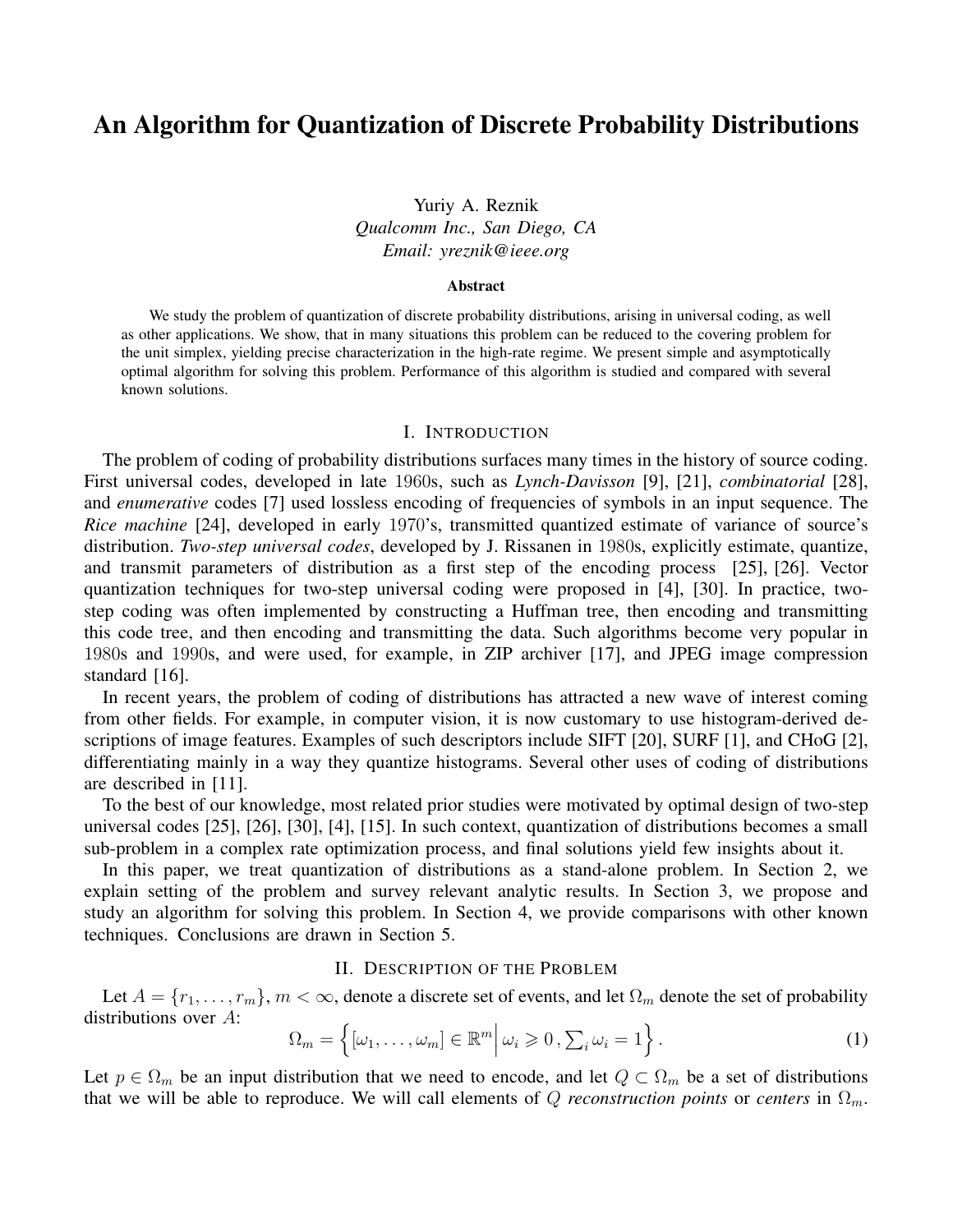# An Algorithm for Quantization of Discrete Probability Distributions

Yuriy A. Reznik
*Qualcomm Inc., San Diego, CA*
*Email: yreznik@ieee.org*

### Abstract

We study the problem of quantization of discrete probability distributions, arising in universal coding, as well as other applications. We show, that in many situations this problem can be reduced to the covering problem for the unit simplex, yielding precise characterization in the high-rate regime. We present simple and asymptotically optimal algorithm for solving this problem. Performance of this algorithm is studied and compared with several known solutions.

## I. Introduction

The problem of coding of probability distributions surfaces many times in the history of source coding. First universal codes, developed in late 1960s, such as *Lynch-Davisson* [9], [21], *combinatorial* [28], and *enumerative* codes [7] used lossless encoding of frequencies of symbols in an input sequence. The *Rice machine* [24], developed in early 1970's, transmitted quantized estimate of variance of source's distribution. *Two-step universal codes*, developed by J. Rissanen in 1980s, explicitly estimate, quantize, and transmit parameters of distribution as a first step of the encoding process [25], [26]. Vector quantization techniques for two-step universal coding were proposed in [4], [30]. In practice, two-step coding was often implemented by constructing a Huffman tree, then encoding and transmitting this code tree, and then encoding and transmitting the data. Such algorithms become very popular in 1980s and 1990s, and were used, for example, in ZIP archiver [17], and JPEG image compression standard [16].

In recent years, the problem of coding of distributions has attracted a new wave of interest coming from other fields. For example, in computer vision, it is now customary to use histogram-derived descriptions of image features. Examples of such descriptors include SIFT [20], SURF [1], and CHoG [2], differentiating mainly in a way they quantize histograms. Several other uses of coding of distributions are described in [11].

To the best of our knowledge, most related prior studies were motivated by optimal design of two-step universal codes [25], [26], [30], [4], [15]. In such context, quantization of distributions becomes a small sub-problem in a complex rate optimization process, and final solutions yield few insights about it.

In this paper, we treat quantization of distributions as a stand-alone problem. In Section 2, we explain setting of the problem and survey relevant analytic results. In Section 3, we propose and study an algorithm for solving this problem. In Section 4, we provide comparisons with other known techniques. Conclusions are drawn in Section 5.

## II. Description of the Problem

Let $A = \{r_1, \ldots, r_m\}$, $m < \infty$, denote a discrete set of events, and let $\Omega_m$ denote the set of probability distributions over $A$:

$$\Omega_m = \left\{ [\omega_1, \ldots, \omega_m] \in \mathbb{R}^m \,\middle|\, \omega_i \geqslant 0 \,, \textstyle\sum_i \omega_i = 1 \right\}. \tag{1}$$

Let $p \in \Omega_m$ be an input distribution that we need to encode, and let $Q \subset \Omega_m$ be a set of distributions that we will be able to reproduce. We will call elements of $Q$ *reconstruction points* or *centers* in $\Omega_m$.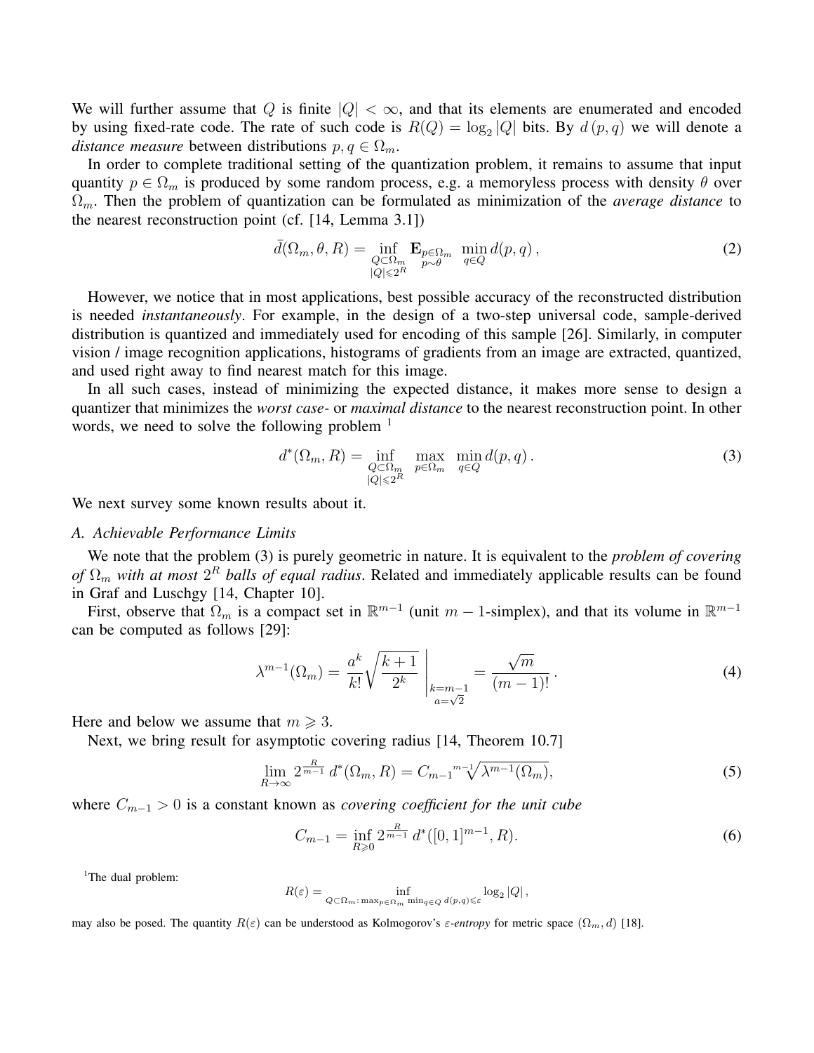We will further assume that $Q$ is finite $|Q| < \infty$, and that its elements are enumerated and encoded by using fixed-rate code. The rate of such code is $R(Q) = \log_2 |Q|$ bits. By $d(p, q)$ we will denote a *distance measure* between distributions $p, q \in \Omega_m$.

In order to complete traditional setting of the quantization problem, it remains to assume that input quantity $p \in \Omega_m$ is produced by some random process, e.g. a memoryless process with density $\theta$ over $\Omega_m$. Then the problem of quantization can be formulated as minimization of the *average distance* to the nearest reconstruction point (cf. [14, Lemma 3.1])

$$\bar{d}(\Omega_m, \theta, R) = \inf_{\substack{Q \subset \Omega_m \\ |Q| \leqslant 2^R}} \mathbf{E}_{\substack{p \in \Omega_m \\ p \sim \theta}} \min_{q \in Q} d(p, q) \,, \tag{2}$$

However, we notice that in most applications, best possible accuracy of the reconstructed distribution is needed *instantaneously*. For example, in the design of a two-step universal code, sample-derived distribution is quantized and immediately used for encoding of this sample [26]. Similarly, in computer vision / image recognition applications, histograms of gradients from an image are extracted, quantized, and used right away to find nearest match for this image.

In all such cases, instead of minimizing the expected distance, it makes more sense to design a quantizer that minimizes the *worst case-* or *maximal distance* to the nearest reconstruction point. In other words, we need to solve the following problem [1]

$$d^*(\Omega_m, R) = \inf_{\substack{Q \subset \Omega_m \\ |Q| \leqslant 2^R}} \max_{p \in \Omega_m} \min_{q \in Q} d(p, q) \,. \tag{3}$$

We next survey some known results about it.

### A. Achievable Performance Limits

We note that the problem (3) is purely geometric in nature. It is equivalent to the *problem of covering of $\Omega_m$ with at most $2^R$ balls of equal radius*. Related and immediately applicable results can be found in Graf and Luschgy [14, Chapter 10].

First, observe that $\Omega_m$ is a compact set in $\mathbb{R}^{m-1}$ (unit $m-1$-simplex), and that its volume in $\mathbb{R}^{m-1}$ can be computed as follows [29]:

$$\lambda^{m-1}(\Omega_m) = \frac{a^k}{k!} \sqrt{\frac{k+1}{2^k}} \, \Bigg|_{\substack{k=m-1 \\ a=\sqrt{2}}} = \frac{\sqrt{m}}{(m-1)!} \,. \tag{4}$$

Here and below we assume that $m \geqslant 3$.

Next, we bring result for asymptotic covering radius [14, Theorem 10.7]

$$\lim_{R \to \infty} 2^{\frac{R}{m-1}} \, d^*(\Omega_m, R) = C_{m-1} \sqrt[m-1]{\lambda^{m-1}(\Omega_m)}, \tag{5}$$

where $C_{m-1} > 0$ is a constant known as *covering coefficient for the unit cube*

$$C_{m-1} = \inf_{R \geqslant 0} 2^{\frac{R}{m-1}} \, d^*([0,1]^{m-1}, R). \tag{6}$$

[1] The dual problem:

$$R(\varepsilon) = \inf_{Q \subset \Omega_m : \max_{p \in \Omega_m} \min_{q \in Q} d(p,q) \leqslant \varepsilon} \log_2 |Q| \,,$$

may also be posed. The quantity $R(\varepsilon)$ can be understood as Kolmogorov's $\varepsilon$*-entropy* for metric space $(\Omega_m, d)$ [18].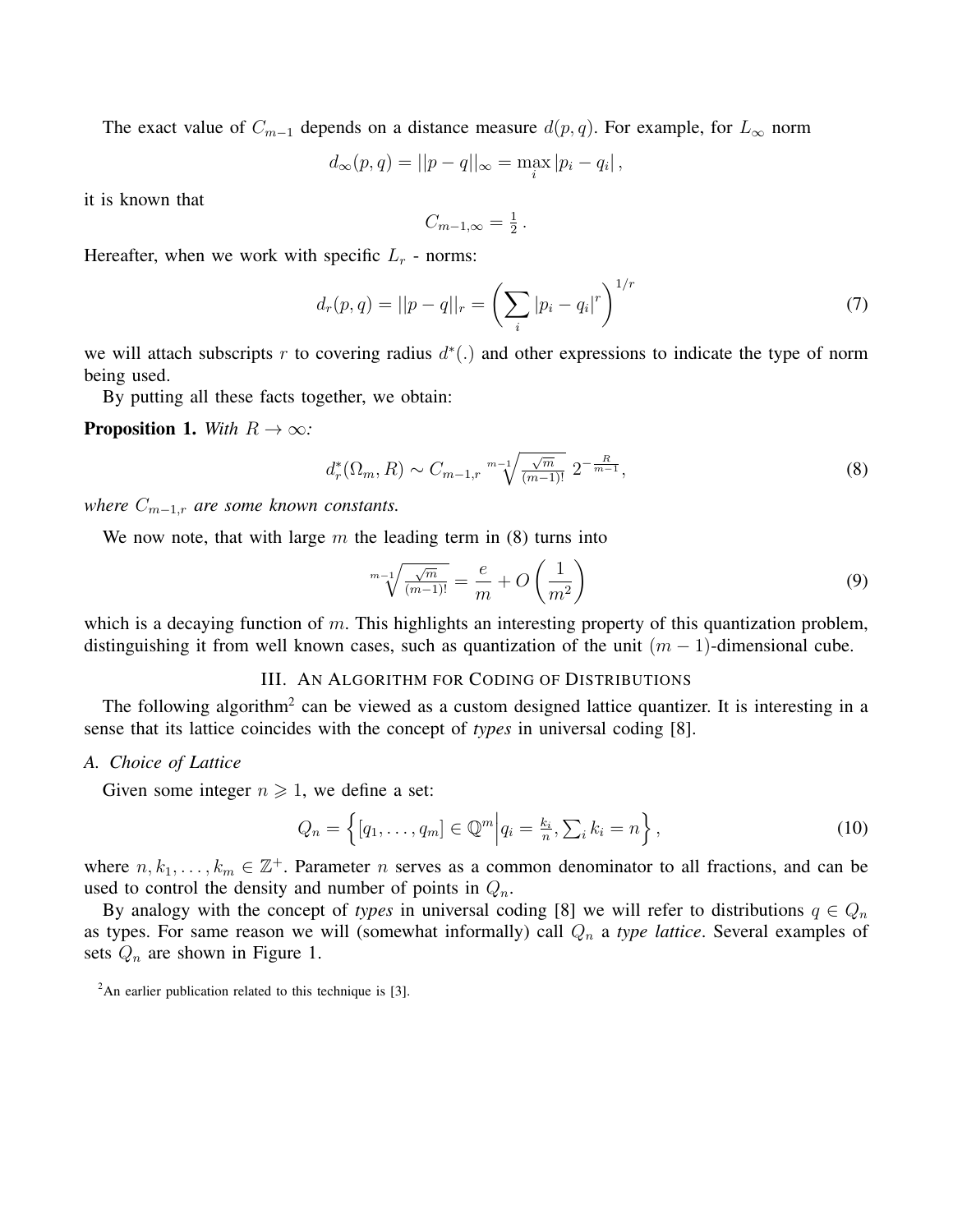The exact value of $C_{m-1}$ depends on a distance measure $d(p, q)$. For example, for $L_\infty$ norm

$$d_\infty(p, q) = ||p - q||_\infty = \max_i |p_i - q_i| \,,$$

it is known that

$$C_{m-1,\infty} = \tfrac{1}{2} \,.$$

Hereafter, when we work with specific $L_r$ - norms:

$$d_r(p, q) = ||p - q||_r = \left( \sum_i |p_i - q_i|^r \right)^{1/r} \tag{7}$$

we will attach subscripts $r$ to covering radius $d^*(.)$ and other expressions to indicate the type of norm being used.

By putting all these facts together, we obtain:

**Proposition 1.** *With $R \to \infty$:*

$$d_r^*(\Omega_m, R) \sim C_{m-1,r} \sqrt[m-1]{\tfrac{\sqrt{m}}{(m-1)!}} \; 2^{-\frac{R}{m-1}}, \tag{8}$$

*where $C_{m-1,r}$ are some known constants.*

We now note, that with large $m$ the leading term in (8) turns into

$$\sqrt[m-1]{\tfrac{\sqrt{m}}{(m-1)!}} = \frac{e}{m} + O\left(\frac{1}{m^2}\right) \tag{9}$$

which is a decaying function of $m$. This highlights an interesting property of this quantization problem, distinguishing it from well known cases, such as quantization of the unit $(m-1)$-dimensional cube.

## III. An Algorithm for Coding of Distributions

The following algorithm[2] can be viewed as a custom designed lattice quantizer. It is interesting in a sense that its lattice coincides with the concept of *types* in universal coding [8].

### A. Choice of Lattice

Given some integer $n \geqslant 1$, we define a set:

$$Q_n = \left\{ [q_1, \ldots, q_m] \in \mathbb{Q}^m \middle| q_i = \tfrac{k_i}{n}, \textstyle\sum_i k_i = n \right\}, \tag{10}$$

where $n, k_1, \ldots, k_m \in \mathbb{Z}^+$. Parameter $n$ serves as a common denominator to all fractions, and can be used to control the density and number of points in $Q_n$.

By analogy with the concept of *types* in universal coding [8] we will refer to distributions $q \in Q_n$ as types. For same reason we will (somewhat informally) call $Q_n$ a *type lattice*. Several examples of sets $Q_n$ are shown in Figure 1.

[2] An earlier publication related to this technique is [3].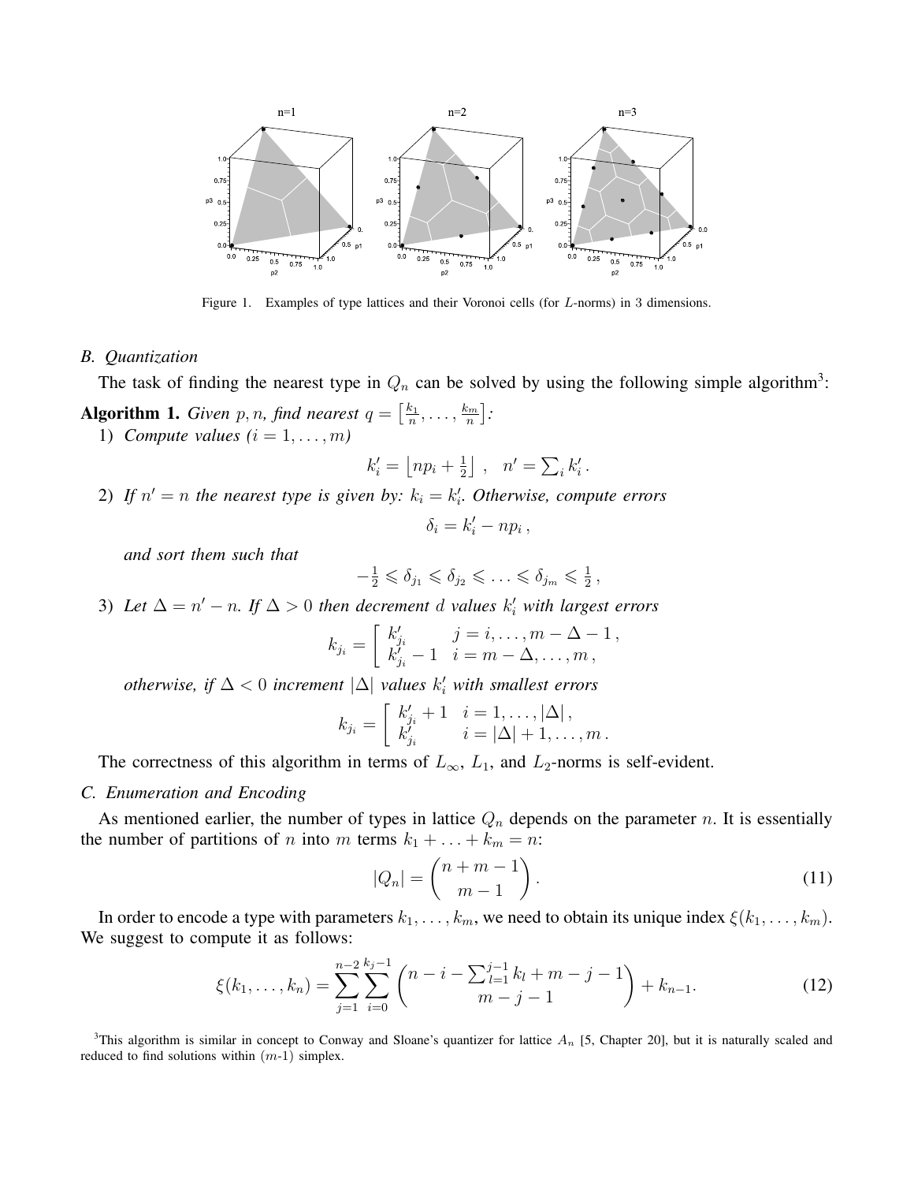Figure 1. Examples of type lattices and their Voronoi cells (for $L$-norms) in 3 dimensions.

### B. Quantization

The task of finding the nearest type in $Q_n$ can be solved by using the following simple algorithm[3]:

**Algorithm 1.** *Given $p, n$, find nearest $q = \left[\frac{k_1}{n}, \ldots, \frac{k_m}{n}\right]$:*

1) *Compute values ($i = 1, \ldots, m$)*

$$k'_i = \left\lfloor np_i + \tfrac{1}{2} \right\rfloor \,, \quad n' = \textstyle\sum_i k'_i \,.$$

2) *If $n' = n$ the nearest type is given by: $k_i = k'_i$. Otherwise, compute errors*

$$\delta_i = k'_i - np_i \,,$$

*and sort them such that*

$$-\tfrac{1}{2} \leqslant \delta_{j_1} \leqslant \delta_{j_2} \leqslant \ldots \leqslant \delta_{j_m} \leqslant \tfrac{1}{2} \,,$$

3) *Let $\Delta = n' - n$. If $\Delta > 0$ then decrement $d$ values $k'_i$ with largest errors*

$$k_{j_i} = \left[ \begin{array}{ll} k'_{j_i} & j = i, \ldots, m - \Delta - 1 \,, \\ k'_{j_i} - 1 & i = m - \Delta, \ldots, m \,, \end{array} \right.$$

*otherwise, if $\Delta < 0$ increment $|\Delta|$ values $k'_i$ with smallest errors*

$$k_{j_i} = \left[ \begin{array}{ll} k'_{j_i} + 1 & i = 1, \ldots, |\Delta| \,, \\ k'_{j_i} & i = |\Delta| + 1, \ldots, m \,. \end{array} \right.$$

The correctness of this algorithm in terms of $L_\infty$, $L_1$, and $L_2$-norms is self-evident.

### C. Enumeration and Encoding

As mentioned earlier, the number of types in lattice $Q_n$ depends on the parameter $n$. It is essentially the number of partitions of $n$ into $m$ terms $k_1 + \ldots + k_m = n$:

$$|Q_n| = \binom{n + m - 1}{m - 1} \,. \tag{11}$$

In order to encode a type with parameters $k_1, \ldots, k_m$, we need to obtain its unique index $\xi(k_1, \ldots, k_m)$. We suggest to compute it as follows:

$$\xi(k_1, \ldots, k_n) = \sum_{j=1}^{n-2} \sum_{i=0}^{k_j - 1} \binom{n - i - \sum_{l=1}^{j-1} k_l + m - j - 1}{m - j - 1} + k_{n-1}. \tag{12}$$

[3]This algorithm is similar in concept to Conway and Sloane's quantizer for lattice $A_n$ [5, Chapter 20], but it is naturally scaled and reduced to find solutions within ($m$-1) simplex.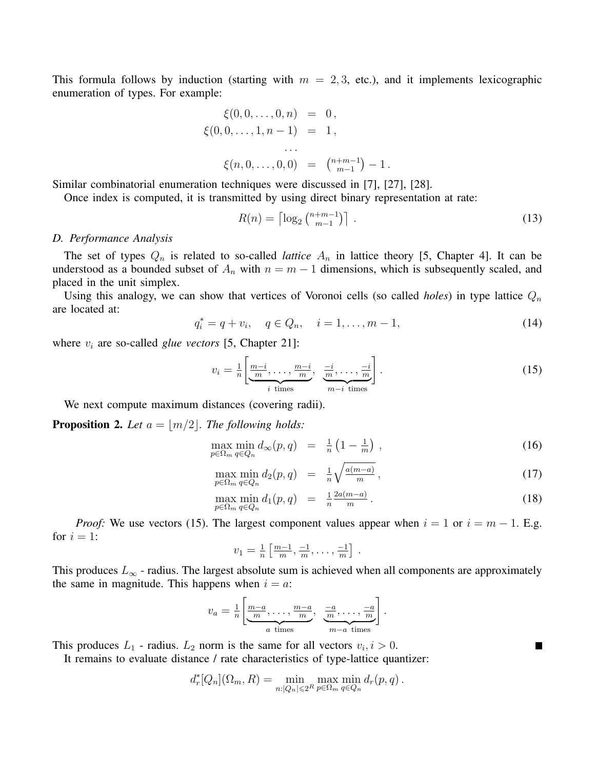This formula follows by induction (starting with $m = 2, 3$, etc.), and it implements lexicographic enumeration of types. For example:

$$
\begin{aligned}
\xi(0,0,\ldots,0,n) &= 0\,,\\
\xi(0,0,\ldots,1,n-1) &= 1\,,\\
&\cdots\\
\xi(n,0,\ldots,0,0) &= \tbinom{n+m-1}{m-1} - 1\,.
\end{aligned}
$$

Similar combinatorial enumeration techniques were discussed in [7], [27], [28].

Once index is computed, it is transmitted by using direct binary representation at rate:

$$
R(n) = \left\lceil \log_2 \tbinom{n+m-1}{m-1} \right\rceil \,. \tag{13}
$$

### D. Performance Analysis

The set of types $Q_n$ is related to so-called *lattice* $A_n$ in lattice theory [5, Chapter 4]. It can be understood as a bounded subset of $A_n$ with $n = m-1$ dimensions, which is subsequently scaled, and placed in the unit simplex.

Using this analogy, we can show that vertices of Voronoi cells (so called *holes*) in type lattice $Q_n$ are located at:

$$
q_i^* = q + v_i, \quad q \in Q_n, \quad i = 1, \ldots, m-1, \tag{14}
$$

where $v_i$ are so-called *glue vectors* [5, Chapter 21]:

$$
v_i = \tfrac{1}{n}\Bigg[\underbrace{\tfrac{m-i}{m}, \ldots, \tfrac{m-i}{m}}_{i \text{ times}},\ \underbrace{\tfrac{-i}{m}, \ldots, \tfrac{-i}{m}}_{m-i \text{ times}}\Bigg]\,. \tag{15}
$$

We next compute maximum distances (covering radii).

**Proposition 2.** *Let $a = \lfloor m/2 \rfloor$. The following holds:*

$$
\max_{p \in \Omega_m} \min_{q \in Q_n} d_\infty(p,q) = \tfrac{1}{n}\left(1 - \tfrac{1}{m}\right)\,, \tag{16}
$$

$$
\max_{p \in \Omega_m} \min_{q \in Q_n} d_2(p,q) = \tfrac{1}{n}\sqrt{\tfrac{a(m-a)}{m}}\,, \tag{17}
$$

$$
\max_{p \in \Omega_m} \min_{q \in Q_n} d_1(p,q) = \tfrac{1}{n}\tfrac{2a(m-a)}{m}\,. \tag{18}
$$

*Proof:* We use vectors (15). The largest component values appear when $i = 1$ or $i = m-1$. E.g. for $i = 1$:

$$
v_1 = \tfrac{1}{n}\left[\tfrac{m-1}{m}, \tfrac{-1}{m}, \ldots, \tfrac{-1}{m}\right]\,.
$$

This produces $L_\infty$ - radius. The largest absolute sum is achieved when all components are approximately the same in magnitude. This happens when $i = a$:

$$
v_a = \tfrac{1}{n}\Bigg[\underbrace{\tfrac{m-a}{m}, \ldots, \tfrac{m-a}{m}}_{a \text{ times}},\ \underbrace{\tfrac{-a}{m}, \ldots, \tfrac{-a}{m}}_{m-a \text{ times}}\Bigg]\,.
$$

This produces $L_1$ - radius. $L_2$ norm is the same for all vectors $v_i, i > 0$. ■

It remains to evaluate distance / rate characteristics of type-lattice quantizer:

$$
d_r^*[Q_n](\Omega_m, R) = \min_{n: |Q_n| \leqslant 2^R} \max_{p \in \Omega_m} \min_{q \in Q_n} d_r(p,q)\,.
$$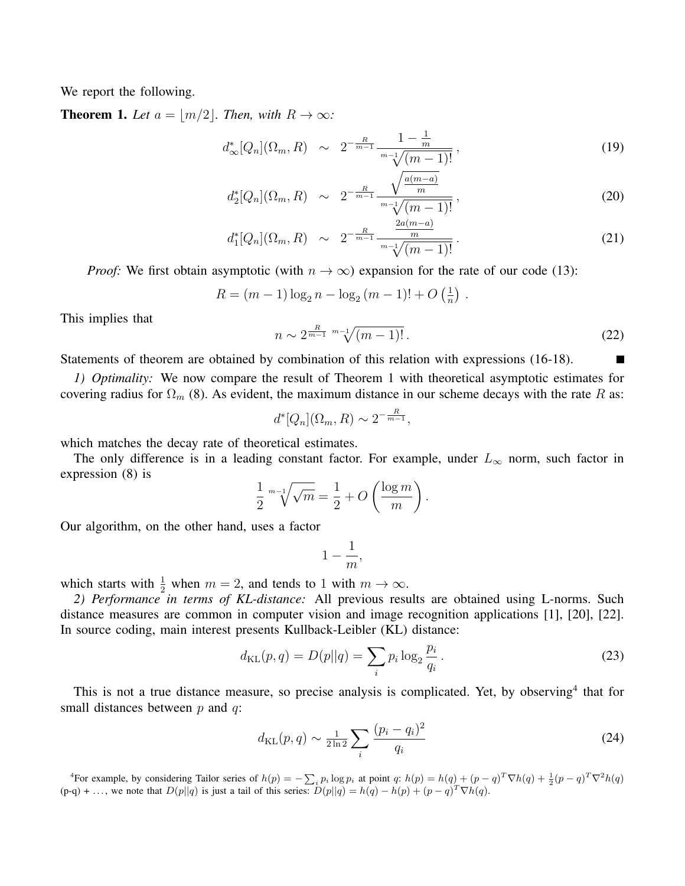We report the following.

**Theorem 1.** *Let $a = \lfloor m/2 \rfloor$. Then, with $R \to \infty$:*

$$d^*_\infty[Q_n](\Omega_m, R) \;\sim\; 2^{-\frac{R}{m-1}} \frac{1 - \frac{1}{m}}{\sqrt[m-1]{(m-1)!}}\,, \tag{19}$$

$$d^*_2[Q_n](\Omega_m, R) \;\sim\; 2^{-\frac{R}{m-1}} \frac{\sqrt{\frac{a(m-a)}{m}}}{\sqrt[m-1]{(m-1)!}}\,, \tag{20}$$

$$d^*_1[Q_n](\Omega_m, R) \;\sim\; 2^{-\frac{R}{m-1}} \frac{\frac{2a(m-a)}{m}}{\sqrt[m-1]{(m-1)!}}\,. \tag{21}$$

*Proof:* We first obtain asymptotic (with $n \to \infty$) expansion for the rate of our code (13):

$$R = (m-1)\log_2 n - \log_2 (m-1)! + O\left(\tfrac{1}{n}\right)\,.$$

This implies that

$$n \sim 2^{\frac{R}{m-1}} \sqrt[m-1]{(m-1)!}\,. \tag{22}$$

Statements of theorem are obtained by combination of this relation with expressions (16-18). ■

*1) Optimality:* We now compare the result of Theorem 1 with theoretical asymptotic estimates for covering radius for $\Omega_m$ (8). As evident, the maximum distance in our scheme decays with the rate $R$ as:

$$d^*[Q_n](\Omega_m, R) \sim 2^{-\frac{R}{m-1}},$$

which matches the decay rate of theoretical estimates.

The only difference is in a leading constant factor. For example, under $L_\infty$ norm, such factor in expression (8) is

$$\frac{1}{2}\sqrt[m-1]{\sqrt{m}} = \frac{1}{2} + O\left(\frac{\log m}{m}\right).$$

Our algorithm, on the other hand, uses a factor

$$1 - \frac{1}{m},$$

which starts with $\frac{1}{2}$ when $m = 2$, and tends to 1 with $m \to \infty$.

*2) Performance in terms of KL-distance:* All previous results are obtained using L-norms. Such distance measures are common in computer vision and image recognition applications [1], [20], [22]. In source coding, main interest presents Kullback-Leibler (KL) distance:

$$d_{\mathrm{KL}}(p, q) = D(p||q) = \sum_i p_i \log_2 \frac{p_i}{q_i}\,. \tag{23}$$

This is not a true distance measure, so precise analysis is complicated. Yet, by observing[4] that for small distances between $p$ and $q$:

$$d_{\mathrm{KL}}(p, q) \sim \tfrac{1}{2\ln 2} \sum_i \frac{(p_i - q_i)^2}{q_i} \tag{24}$$

[4]For example, by considering Tailor series of $h(p) = -\sum_i p_i \log p_i$ at point $q$: $h(p) = h(q) + (p-q)^T \nabla h(q) + \frac{1}{2}(p-q)^T \nabla^2 h(q)$ (p-q) + ..., we note that $D(p||q)$ is just a tail of this series: $D(p||q) = h(q) - h(p) + (p-q)^T \nabla h(q)$.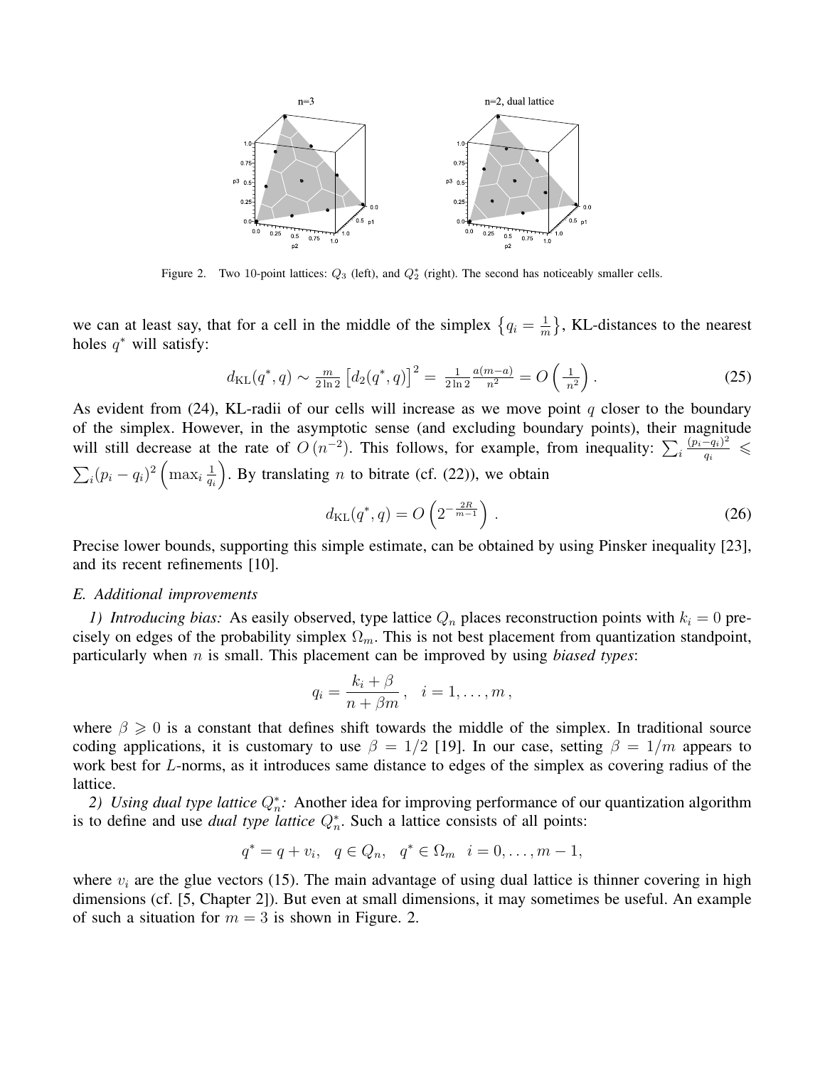Figure 2. Two 10-point lattices: $Q_3$ (left), and $Q_2^*$ (right). The second has noticeably smaller cells.

we can at least say, that for a cell in the middle of the simplex $\left\{q_i = \frac{1}{m}\right\}$, KL-distances to the nearest holes $q^*$ will satisfy:

$$d_{\text{KL}}(q^*, q) \sim \frac{m}{2\ln 2}\left[d_2(q^*, q)\right]^2 = \frac{1}{2\ln 2}\frac{a(m-a)}{n^2} = O\left(\frac{1}{n^2}\right). \tag{25}$$

As evident from (24), KL-radii of our cells will increase as we move point $q$ closer to the boundary of the simplex. However, in the asymptotic sense (and excluding boundary points), their magnitude will still decrease at the rate of $O\left(n^{-2}\right)$. This follows, for example, from inequality: $\sum_i \frac{(p_i - q_i)^2}{q_i} \leqslant \sum_i (p_i - q_i)^2 \left(\max_i \frac{1}{q_i}\right)$. By translating $n$ to bitrate (cf. (22)), we obtain

$$d_{\text{KL}}(q^*, q) = O\left(2^{-\frac{2R}{m-1}}\right). \tag{26}$$

Precise lower bounds, supporting this simple estimate, can be obtained by using Pinsker inequality [23], and its recent refinements [10].

### E. Additional improvements

*1) Introducing bias:* As easily observed, type lattice $Q_n$ places reconstruction points with $k_i = 0$ precisely on edges of the probability simplex $\Omega_m$. This is not best placement from quantization standpoint, particularly when $n$ is small. This placement can be improved by using *biased types*:

$$q_i = \frac{k_i + \beta}{n + \beta m}, \quad i = 1, \ldots, m,$$

where $\beta \geqslant 0$ is a constant that defines shift towards the middle of the simplex. In traditional source coding applications, it is customary to use $\beta = 1/2$ [19]. In our case, setting $\beta = 1/m$ appears to work best for $L$-norms, as it introduces same distance to edges of the simplex as covering radius of the lattice.

*2) Using dual type lattice $Q_n^*$:* Another idea for improving performance of our quantization algorithm is to define and use *dual type lattice* $Q_n^*$. Such a lattice consists of all points:

$$q^* = q + v_i, \quad q \in Q_n, \quad q^* \in \Omega_m \quad i = 0, \ldots, m-1,$$

where $v_i$ are the glue vectors (15). The main advantage of using dual lattice is thinner covering in high dimensions (cf. [5, Chapter 2]). But even at small dimensions, it may sometimes be useful. An example of such a situation for $m = 3$ is shown in Figure. 2.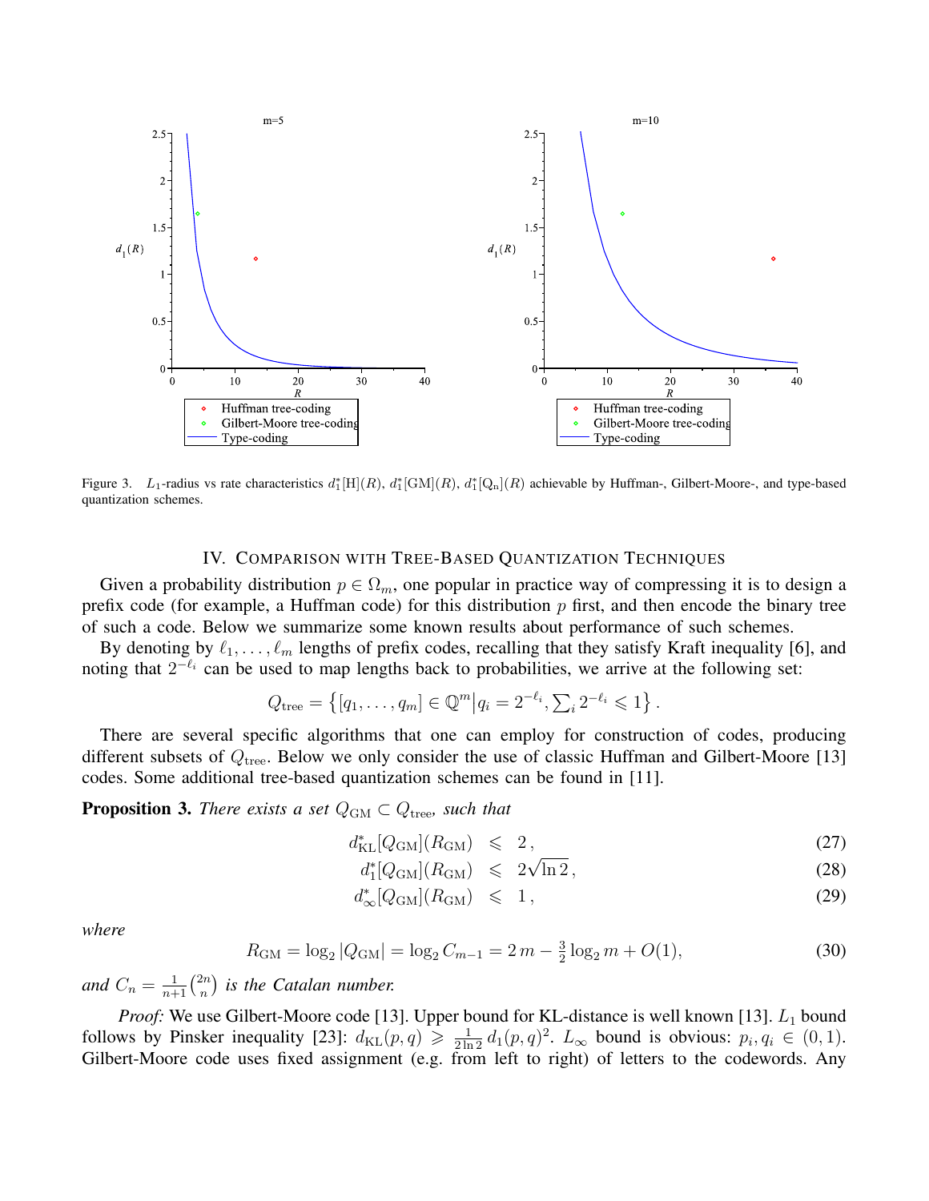Figure 3. $L_1$-radius vs rate characteristics $d_1^*[\mathrm{H}](R)$, $d_1^*[\mathrm{GM}](R)$, $d_1^*[\mathrm{Q_n}](R)$ achievable by Huffman-, Gilbert-Moore-, and type-based quantization schemes.

## IV. Comparison with Tree-Based Quantization Techniques

Given a probability distribution $p \in \Omega_m$, one popular in practice way of compressing it is to design a prefix code (for example, a Huffman code) for this distribution $p$ first, and then encode the binary tree of such a code. Below we summarize some known results about performance of such schemes.

By denoting by $\ell_1, \ldots, \ell_m$ lengths of prefix codes, recalling that they satisfy Kraft inequality [6], and noting that $2^{-\ell_i}$ can be used to map lengths back to probabilities, we arrive at the following set:

$$Q_{\mathrm{tree}} = \left\{ [q_1, \ldots, q_m] \in \mathbb{Q}^m \middle| q_i = 2^{-\ell_i}, \textstyle\sum_i 2^{-\ell_i} \leqslant 1 \right\}.$$

There are several specific algorithms that one can employ for construction of codes, producing different subsets of $Q_{\mathrm{tree}}$. Below we only consider the use of classic Huffman and Gilbert-Moore [13] codes. Some additional tree-based quantization schemes can be found in [11].

**Proposition 3.** *There exists a set $Q_{\mathrm{GM}} \subset Q_{\mathrm{tree}}$, such that*

$$d_{\mathrm{KL}}^*[Q_{\mathrm{GM}}](R_{\mathrm{GM}}) \leqslant 2, \tag{27}$$

$$d_1^*[Q_{\mathrm{GM}}](R_{\mathrm{GM}}) \leqslant 2\sqrt{\ln 2}, \tag{28}$$

$$d_\infty^*[Q_{\mathrm{GM}}](R_{\mathrm{GM}}) \leqslant 1, \tag{29}$$

*where*

$$R_{\mathrm{GM}} = \log_2 |Q_{\mathrm{GM}}| = \log_2 C_{m-1} = 2\,m - \tfrac{3}{2}\log_2 m + O(1), \tag{30}$$

*and $C_n = \frac{1}{n+1}\binom{2n}{n}$ is the Catalan number.*

*Proof:* We use Gilbert-Moore code [13]. Upper bound for KL-distance is well known [13]. $L_1$ bound follows by Pinsker inequality [23]: $d_{\mathrm{KL}}(p,q) \geqslant \frac{1}{2\ln 2}\, d_1(p,q)^2$. $L_\infty$ bound is obvious: $p_i, q_i \in (0,1)$. Gilbert-Moore code uses fixed assignment (e.g. from left to right) of letters to the codewords. Any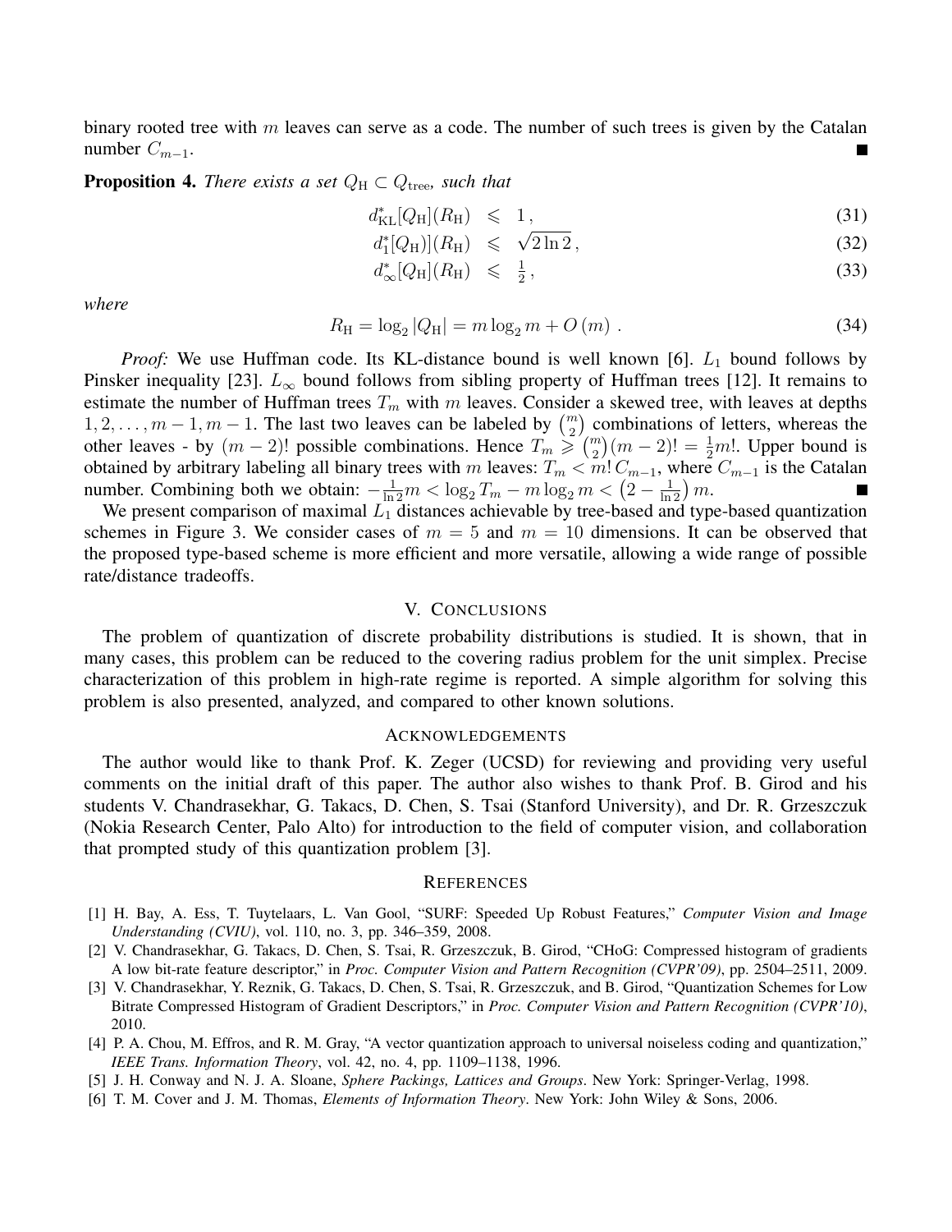binary rooted tree with $m$ leaves can serve as a code. The number of such trees is given by the Catalan number $C_{m-1}$. ■

**Proposition 4.** *There exists a set $Q_{\mathrm{H}} \subset Q_{\mathrm{tree}}$, such that*

$$
\begin{aligned}
d^*_{\mathrm{KL}}[Q_{\mathrm{H}}](R_{\mathrm{H}}) &\leqslant 1\,, &(31)\\
d^*_{1}[Q_{\mathrm{H}})](R_{\mathrm{H}}) &\leqslant \sqrt{2\ln 2}\,, &(32)\\
d^*_{\infty}[Q_{\mathrm{H}}](R_{\mathrm{H}}) &\leqslant \tfrac{1}{2}\,, &(33)
\end{aligned}
$$

*where*

$$
R_{\mathrm{H}} = \log_2 |Q_{\mathrm{H}}| = m \log_2 m + O\left(m\right)\,. \tag{34}
$$

*Proof:* We use Huffman code. Its KL-distance bound is well known [6]. $L_1$ bound follows by Pinsker inequality [23]. $L_\infty$ bound follows from sibling property of Huffman trees [12]. It remains to estimate the number of Huffman trees $T_m$ with $m$ leaves. Consider a skewed tree, with leaves at depths $1, 2, \ldots, m-1, m-1$. The last two leaves can be labeled by $\binom{m}{2}$ combinations of letters, whereas the other leaves - by $(m-2)!$ possible combinations. Hence $T_m \geqslant \binom{m}{2}(m-2)! = \frac{1}{2}m!$. Upper bound is obtained by arbitrary labeling all binary trees with $m$ leaves: $T_m < m!\, C_{m-1}$, where $C_{m-1}$ is the Catalan number. Combining both we obtain: $-\frac{1}{\ln 2}m < \log_2 T_m - m\log_2 m < \left(2 - \frac{1}{\ln 2}\right)m$. ■

We present comparison of maximal $L_1$ distances achievable by tree-based and type-based quantization schemes in Figure 3. We consider cases of $m = 5$ and $m = 10$ dimensions. It can be observed that the proposed type-based scheme is more efficient and more versatile, allowing a wide range of possible rate/distance tradeoffs.

## V. Conclusions

The problem of quantization of discrete probability distributions is studied. It is shown, that in many cases, this problem can be reduced to the covering radius problem for the unit simplex. Precise characterization of this problem in high-rate regime is reported. A simple algorithm for solving this problem is also presented, analyzed, and compared to other known solutions.

## Acknowledgements

The author would like to thank Prof. K. Zeger (UCSD) for reviewing and providing very useful comments on the initial draft of this paper. The author also wishes to thank Prof. B. Girod and his students V. Chandrasekhar, G. Takacs, D. Chen, S. Tsai (Stanford University), and Dr. R. Grzeszczuk (Nokia Research Center, Palo Alto) for introduction to the field of computer vision, and collaboration that prompted study of this quantization problem [3].

## References

[1] H. Bay, A. Ess, T. Tuytelaars, L. Van Gool, "SURF: Speeded Up Robust Features," *Computer Vision and Image Understanding (CVIU)*, vol. 110, no. 3, pp. 346–359, 2008.

[2] V. Chandrasekhar, G. Takacs, D. Chen, S. Tsai, R. Grzeszczuk, B. Girod, "CHoG: Compressed histogram of gradients A low bit-rate feature descriptor," in *Proc. Computer Vision and Pattern Recognition (CVPR'09)*, pp. 2504–2511, 2009.

[3] V. Chandrasekhar, Y. Reznik, G. Takacs, D. Chen, S. Tsai, R. Grzeszczuk, and B. Girod, "Quantization Schemes for Low Bitrate Compressed Histogram of Gradient Descriptors," in *Proc. Computer Vision and Pattern Recognition (CVPR'10)*, 2010.

[4] P. A. Chou, M. Effros, and R. M. Gray, "A vector quantization approach to universal noiseless coding and quantization," *IEEE Trans. Information Theory*, vol. 42, no. 4, pp. 1109–1138, 1996.

[5] J. H. Conway and N. J. A. Sloane, *Sphere Packings, Lattices and Groups*. New York: Springer-Verlag, 1998.

[6] T. M. Cover and J. M. Thomas, *Elements of Information Theory*. New York: John Wiley & Sons, 2006.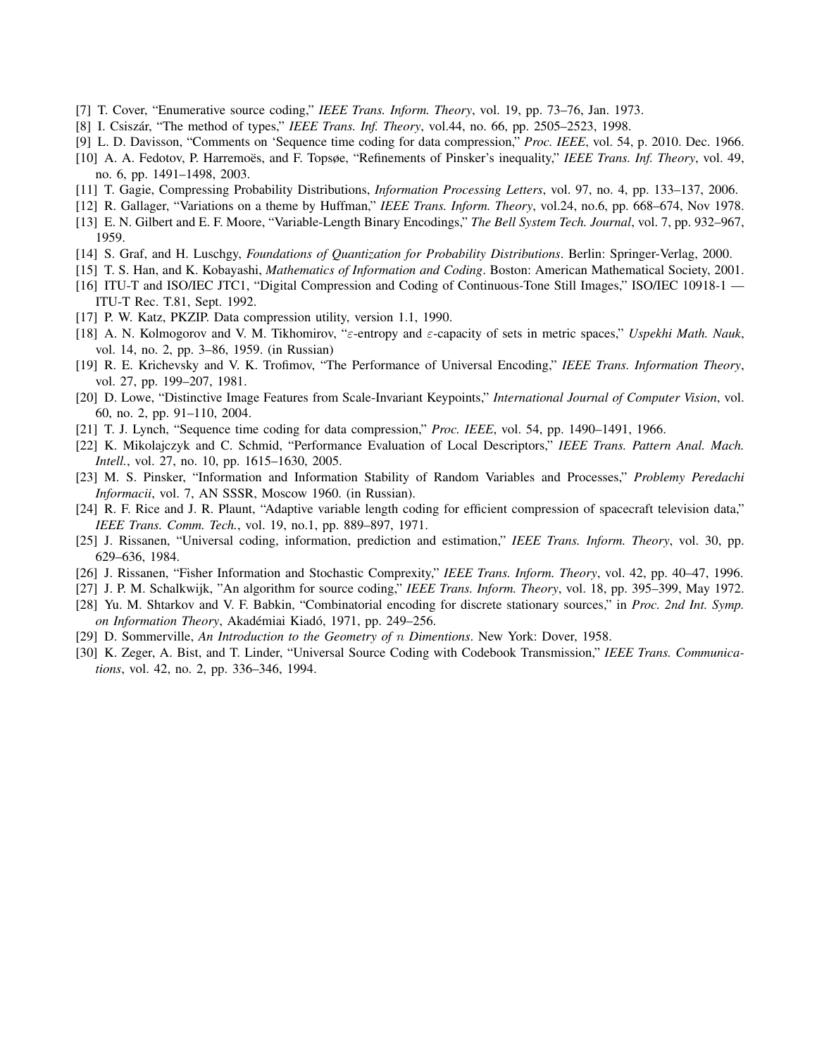[7] T. Cover, "Enumerative source coding," *IEEE Trans. Inform. Theory*, vol. 19, pp. 73–76, Jan. 1973.

[8] I. Csiszár, "The method of types," *IEEE Trans. Inf. Theory*, vol.44, no. 66, pp. 2505–2523, 1998.

[9] L. D. Davisson, "Comments on 'Sequence time coding for data compression," *Proc. IEEE*, vol. 54, p. 2010. Dec. 1966.

[10] A. A. Fedotov, P. Harremoës, and F. Topsøe, "Refinements of Pinsker's inequality," *IEEE Trans. Inf. Theory*, vol. 49, no. 6, pp. 1491–1498, 2003.

[11] T. Gagie, Compressing Probability Distributions, *Information Processing Letters*, vol. 97, no. 4, pp. 133–137, 2006.

[12] R. Gallager, "Variations on a theme by Huffman," *IEEE Trans. Inform. Theory*, vol.24, no.6, pp. 668–674, Nov 1978.

[13] E. N. Gilbert and E. F. Moore, "Variable-Length Binary Encodings," *The Bell System Tech. Journal*, vol. 7, pp. 932–967, 1959.

[14] S. Graf, and H. Luschgy, *Foundations of Quantization for Probability Distributions*. Berlin: Springer-Verlag, 2000.

[15] T. S. Han, and K. Kobayashi, *Mathematics of Information and Coding*. Boston: American Mathematical Society, 2001.

[16] ITU-T and ISO/IEC JTC1, "Digital Compression and Coding of Continuous-Tone Still Images," ISO/IEC 10918-1 — ITU-T Rec. T.81, Sept. 1992.

[17] P. W. Katz, PKZIP. Data compression utility, version 1.1, 1990.

[18] A. N. Kolmogorov and V. M. Tikhomirov, "$\varepsilon$-entropy and $\varepsilon$-capacity of sets in metric spaces," *Uspekhi Math. Nauk*, vol. 14, no. 2, pp. 3–86, 1959. (in Russian)

[19] R. E. Krichevsky and V. K. Trofimov, "The Performance of Universal Encoding," *IEEE Trans. Information Theory*, vol. 27, pp. 199–207, 1981.

[20] D. Lowe, "Distinctive Image Features from Scale-Invariant Keypoints," *International Journal of Computer Vision*, vol. 60, no. 2, pp. 91–110, 2004.

[21] T. J. Lynch, "Sequence time coding for data compression," *Proc. IEEE*, vol. 54, pp. 1490–1491, 1966.

[22] K. Mikolajczyk and C. Schmid, "Performance Evaluation of Local Descriptors," *IEEE Trans. Pattern Anal. Mach. Intell.*, vol. 27, no. 10, pp. 1615–1630, 2005.

[23] M. S. Pinsker, "Information and Information Stability of Random Variables and Processes," *Problemy Peredachi Informacii*, vol. 7, AN SSSR, Moscow 1960. (in Russian).

[24] R. F. Rice and J. R. Plaunt, "Adaptive variable length coding for efficient compression of spacecraft television data," *IEEE Trans. Comm. Tech.*, vol. 19, no.1, pp. 889–897, 1971.

[25] J. Rissanen, "Universal coding, information, prediction and estimation," *IEEE Trans. Inform. Theory*, vol. 30, pp. 629–636, 1984.

[26] J. Rissanen, "Fisher Information and Stochastic Comprexity," *IEEE Trans. Inform. Theory*, vol. 42, pp. 40–47, 1996.

[27] J. P. M. Schalkwijk, "An algorithm for source coding," *IEEE Trans. Inform. Theory*, vol. 18, pp. 395–399, May 1972.

[28] Yu. M. Shtarkov and V. F. Babkin, "Combinatorial encoding for discrete stationary sources," in *Proc. 2nd Int. Symp. on Information Theory*, Akadémiai Kiadó, 1971, pp. 249–256.

[29] D. Sommerville, *An Introduction to the Geometry of $n$ Dimentions*. New York: Dover, 1958.

[30] K. Zeger, A. Bist, and T. Linder, "Universal Source Coding with Codebook Transmission," *IEEE Trans. Communications*, vol. 42, no. 2, pp. 336–346, 1994.